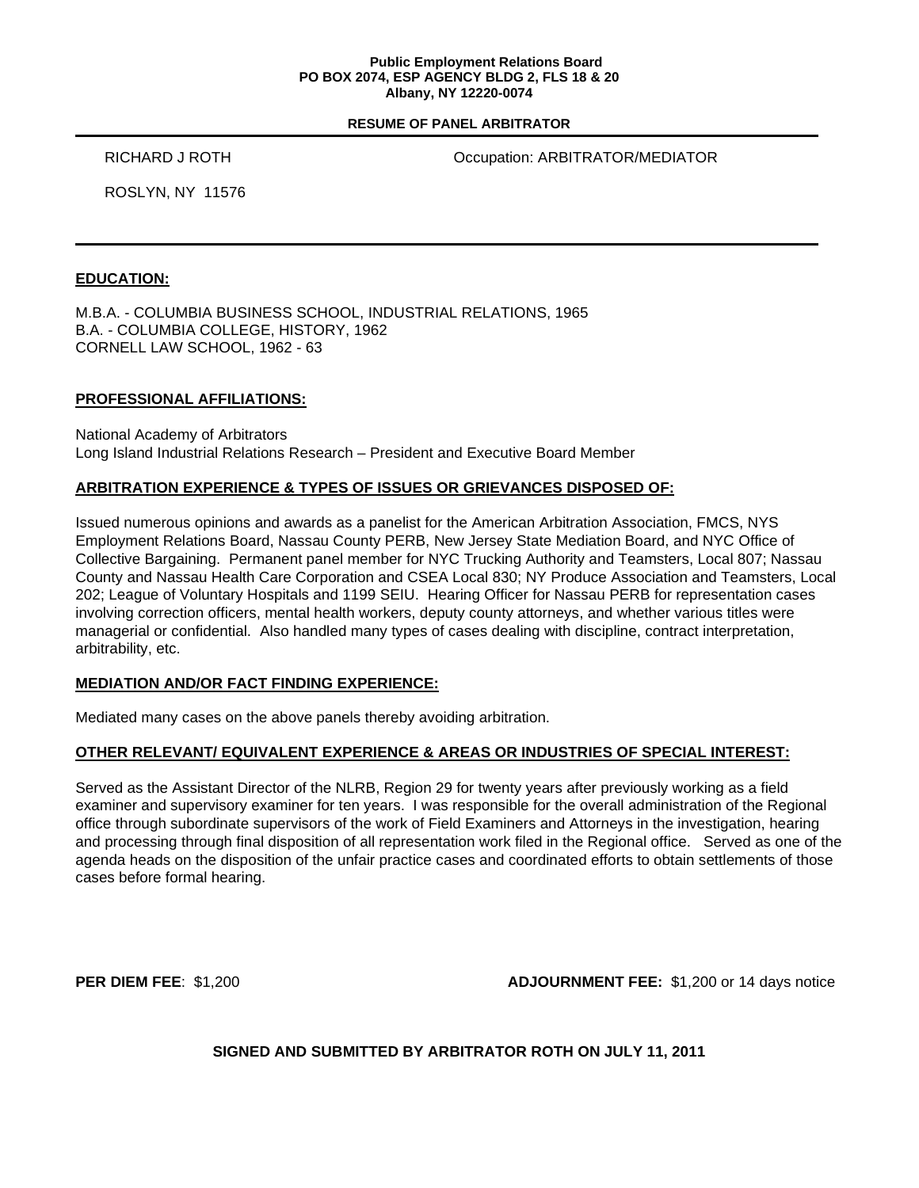**Public Employment Relations Board**
**PO BOX 2074, ESP AGENCY BLDG 2, FLS 18 & 20**
**Albany, NY 12220-0074**

**RESUME OF PANEL ARBITRATOR**

---

RICHARD J ROTH

Occupation: ARBITRATOR/MEDIATOR

ROSLYN, NY 11576

---

## EDUCATION:

M.B.A. - COLUMBIA BUSINESS SCHOOL, INDUSTRIAL RELATIONS, 1965
B.A. - COLUMBIA COLLEGE, HISTORY, 1962
CORNELL LAW SCHOOL, 1962 - 63

## PROFESSIONAL AFFILIATIONS:

National Academy of Arbitrators
Long Island Industrial Relations Research – President and Executive Board Member

## ARBITRATION EXPERIENCE & TYPES OF ISSUES OR GRIEVANCES DISPOSED OF:

Issued numerous opinions and awards as a panelist for the American Arbitration Association, FMCS, NYS Employment Relations Board, Nassau County PERB, New Jersey State Mediation Board, and NYC Office of Collective Bargaining. Permanent panel member for NYC Trucking Authority and Teamsters, Local 807; Nassau County and Nassau Health Care Corporation and CSEA Local 830; NY Produce Association and Teamsters, Local 202; League of Voluntary Hospitals and 1199 SEIU. Hearing Officer for Nassau PERB for representation cases involving correction officers, mental health workers, deputy county attorneys, and whether various titles were managerial or confidential. Also handled many types of cases dealing with discipline, contract interpretation, arbitrability, etc.

## MEDIATION AND/OR FACT FINDING EXPERIENCE:

Mediated many cases on the above panels thereby avoiding arbitration.

## OTHER RELEVANT/ EQUIVALENT EXPERIENCE & AREAS OR INDUSTRIES OF SPECIAL INTEREST:

Served as the Assistant Director of the NLRB, Region 29 for twenty years after previously working as a field examiner and supervisory examiner for ten years. I was responsible for the overall administration of the Regional office through subordinate supervisors of the work of Field Examiners and Attorneys in the investigation, hearing and processing through final disposition of all representation work filed in the Regional office. Served as one of the agenda heads on the disposition of the unfair practice cases and coordinated efforts to obtain settlements of those cases before formal hearing.

**PER DIEM FEE**: $1,200

**ADJOURNMENT FEE:** $1,200 or 14 days notice

**SIGNED AND SUBMITTED BY ARBITRATOR ROTH ON JULY 11, 2011**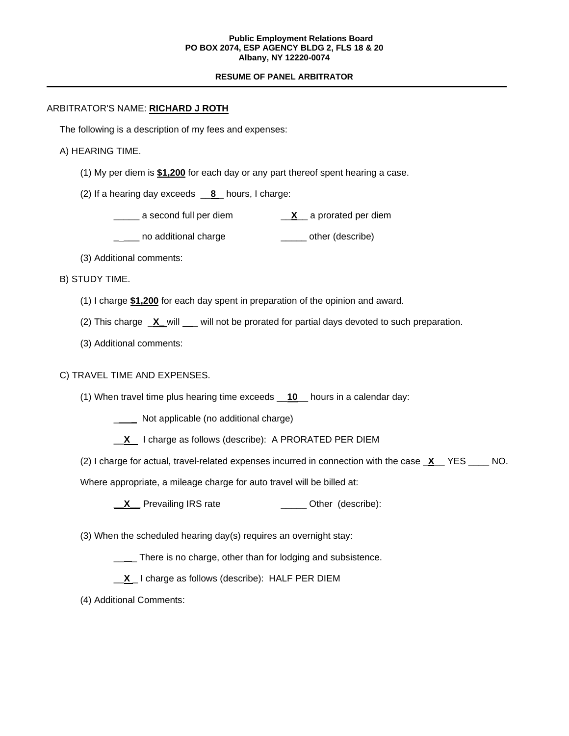**Public Employment Relations Board**
**PO BOX 2074, ESP AGENCY BLDG 2, FLS 18 & 20**
**Albany, NY 12220-0074**

**RESUME OF PANEL ARBITRATOR**

---

ARBITRATOR'S NAME: **RICHARD J ROTH**

The following is a description of my fees and expenses:

A) HEARING TIME.

(1) My per diem is **$1,200** for each day or any part thereof spent hearing a case.

(2) If a hearing day exceeds __**8**_ hours, I charge:

_____ a second full per diem __**X**__ a prorated per diem

_____ no additional charge _____ other (describe)

(3) Additional comments:

B) STUDY TIME.

(1) I charge **$1,200** for each day spent in preparation of the opinion and award.

(2) This charge _**X**_ will ___ will not be prorated for partial days devoted to such preparation.

(3) Additional comments:

C) TRAVEL TIME AND EXPENSES.

(1) When travel time plus hearing time exceeds __**10**__ hours in a calendar day:

_____ Not applicable (no additional charge)

__**X**__ I charge as follows (describe): A PRORATED PER DIEM

(2) I charge for actual, travel-related expenses incurred in connection with the case _**X**__ YES ____ NO.

Where appropriate, a mileage charge for auto travel will be billed at:

__**X**__ Prevailing IRS rate _____ Other (describe):

(3) When the scheduled hearing day(s) requires an overnight stay:

____ There is no charge, other than for lodging and subsistence.

__**X**_ I charge as follows (describe): HALF PER DIEM

(4) Additional Comments: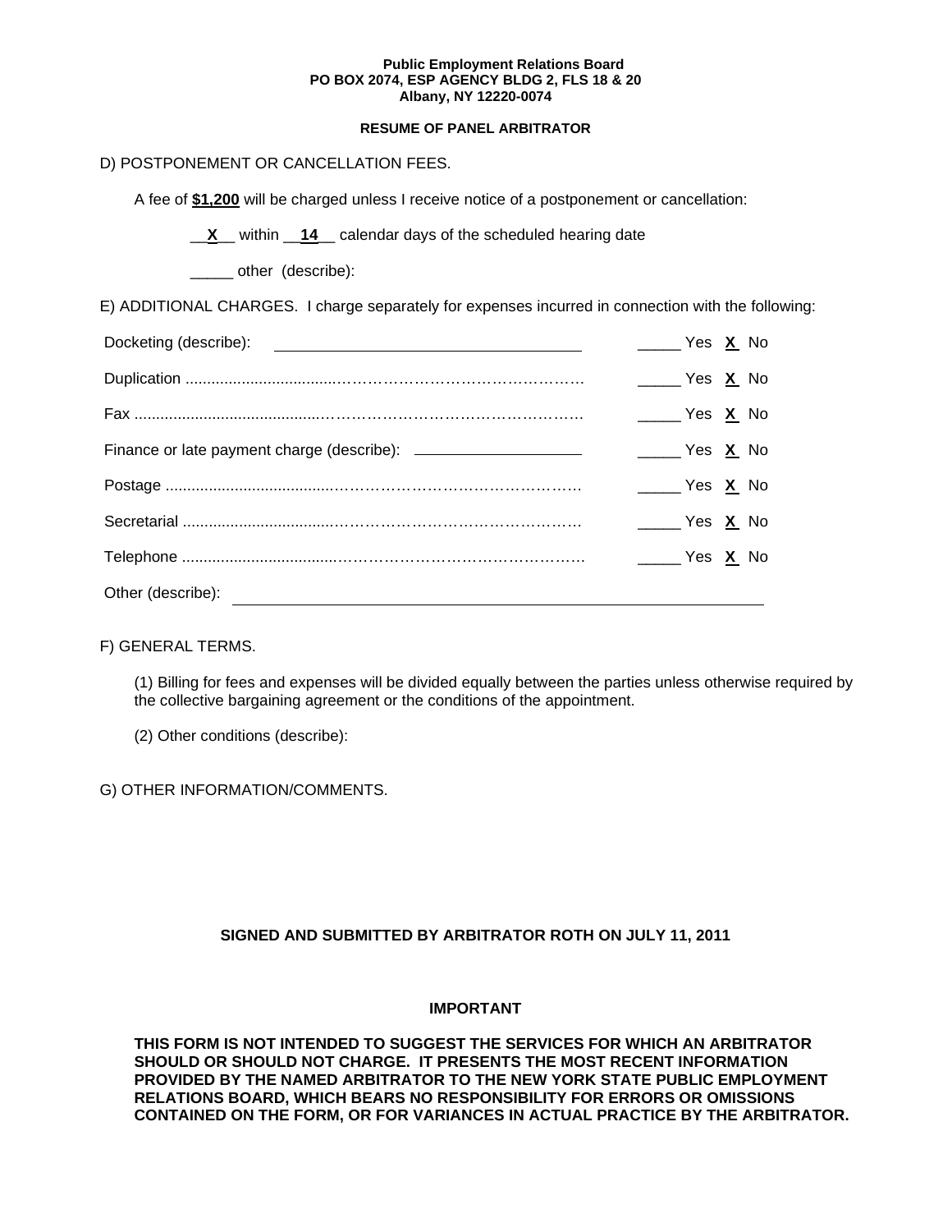**Public Employment Relations Board**
**PO BOX 2074, ESP AGENCY BLDG 2, FLS 18 & 20**
**Albany, NY 12220-0074**

**RESUME OF PANEL ARBITRATOR**

D) POSTPONEMENT OR CANCELLATION FEES.

A fee of **$1,200** will be charged unless I receive notice of a postponement or cancellation:

__X__ within __14__ calendar days of the scheduled hearing date

_____ other (describe):

E) ADDITIONAL CHARGES. I charge separately for expenses incurred in connection with the following:

| | |
|---|---|
| Docketing (describe): ______________________ | _____ Yes X No |
| Duplication .................................................... | _____ Yes X No |
| Fax .................................................... | _____ Yes X No |
| Finance or late payment charge (describe): ______________ | _____ Yes X No |
| Postage .................................................... | _____ Yes X No |
| Secretarial .................................................... | _____ Yes X No |
| Telephone .................................................... | _____ Yes X No |
| Other (describe): ______________________________ | |

F) GENERAL TERMS.

(1) Billing for fees and expenses will be divided equally between the parties unless otherwise required by the collective bargaining agreement or the conditions of the appointment.

(2) Other conditions (describe):

G) OTHER INFORMATION/COMMENTS.

**SIGNED AND SUBMITTED BY ARBITRATOR ROTH ON JULY 11, 2011**

**IMPORTANT**

**THIS FORM IS NOT INTENDED TO SUGGEST THE SERVICES FOR WHICH AN ARBITRATOR SHOULD OR SHOULD NOT CHARGE. IT PRESENTS THE MOST RECENT INFORMATION PROVIDED BY THE NAMED ARBITRATOR TO THE NEW YORK STATE PUBLIC EMPLOYMENT RELATIONS BOARD, WHICH BEARS NO RESPONSIBILITY FOR ERRORS OR OMISSIONS CONTAINED ON THE FORM, OR FOR VARIANCES IN ACTUAL PRACTICE BY THE ARBITRATOR.**